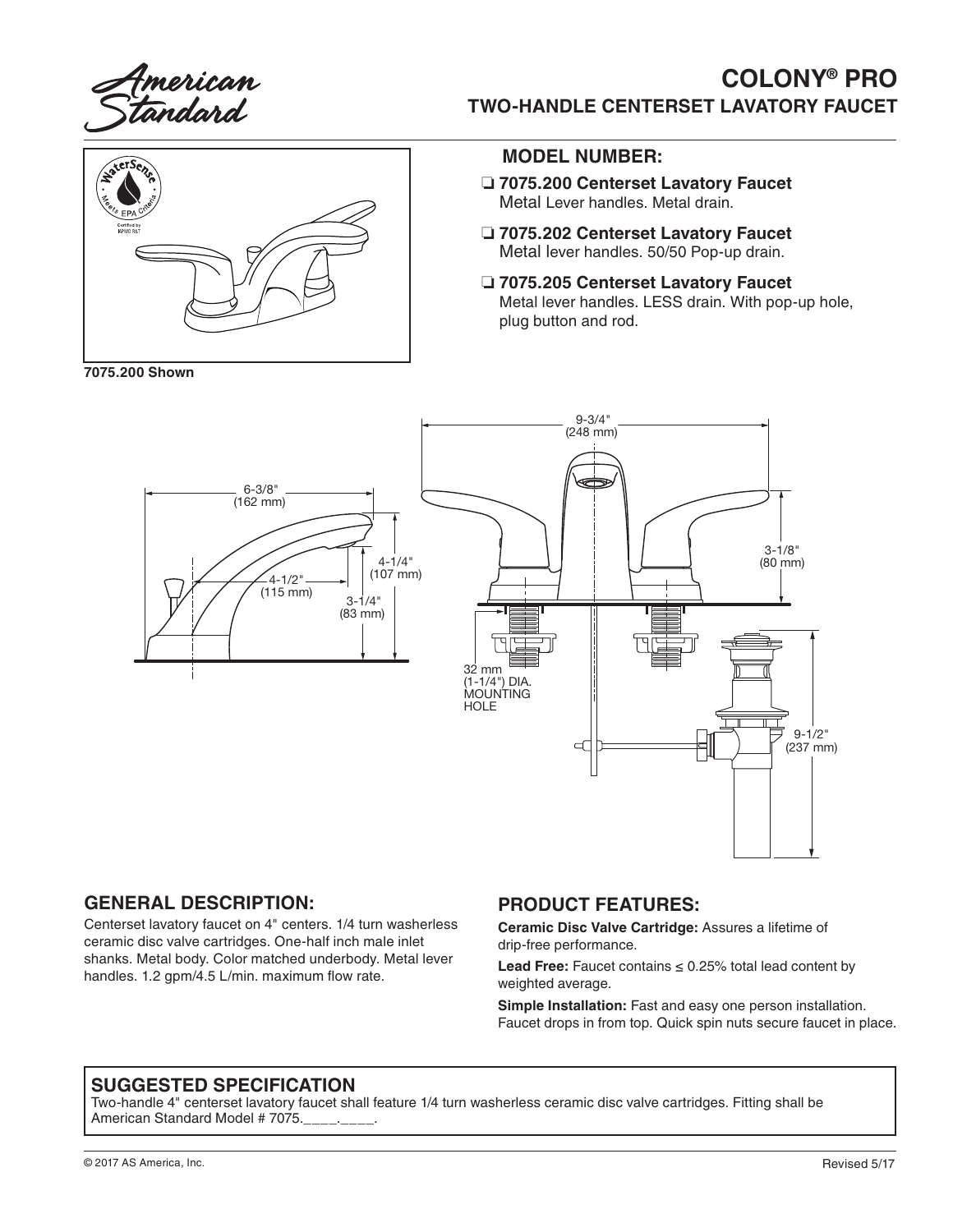# COLONY® PRO

## TWO-HANDLE CENTERSET LAVATORY FAUCET

7075.200 Shown

### MODEL NUMBER:

- ❏ **7075.200 Centerset Lavatory Faucet**
  Metal Lever handles. Metal drain.
- ❏ **7075.202 Centerset Lavatory Faucet**
  Metal lever handles. 50/50 Pop-up drain.
- ❏ **7075.205 Centerset Lavatory Faucet**
  Metal lever handles. LESS drain. With pop-up hole, plug button and rod.

6-3/8" (162 mm)
4-1/4" (107 mm)
4-1/2" (115 mm)
3-1/4" (83 mm)
9-3/4" (248 mm)
3-1/8" (80 mm)
32 mm (1-1/4") DIA. MOUNTING HOLE
9-1/2" (237 mm)

## GENERAL DESCRIPTION:

Centerset lavatory faucet on 4" centers. 1/4 turn washerless ceramic disc valve cartridges. One-half inch male inlet shanks. Metal body. Color matched underbody. Metal lever handles. 1.2 gpm/4.5 L/min. maximum flow rate.

## PRODUCT FEATURES:

**Ceramic Disc Valve Cartridge:** Assures a lifetime of drip-free performance.

**Lead Free:** Faucet contains ≤ 0.25% total lead content by weighted average.

**Simple Installation:** Fast and easy one person installation. Faucet drops in from top. Quick spin nuts secure faucet in place.

## SUGGESTED SPECIFICATION

Two-handle 4" centerset lavatory faucet shall feature 1/4 turn washerless ceramic disc valve cartridges. Fitting shall be American Standard Model # 7075.____.____.

© 2017 AS America, Inc. Revised 5/17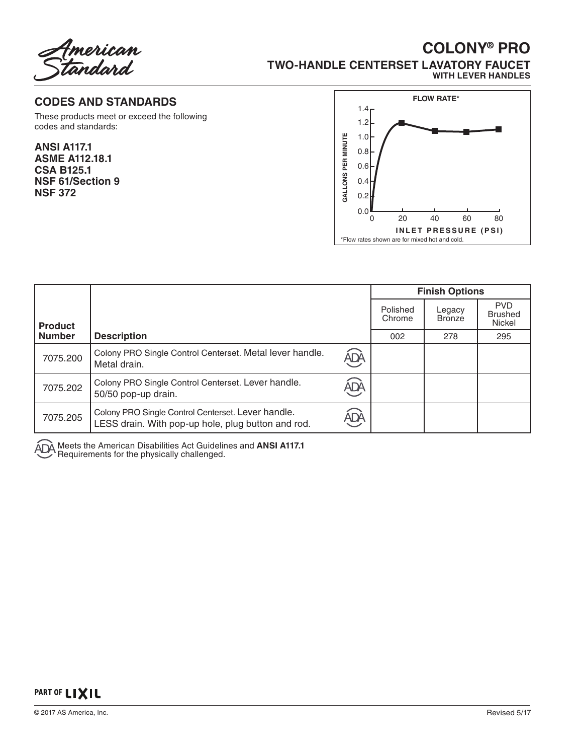American Standard

# COLONY® PRO

## TWO-HANDLE CENTERSET LAVATORY FAUCET

### WITH LEVER HANDLES

## CODES AND STANDARDS

These products meet or exceed the following codes and standards:

**ANSI A117.1**
**ASME A112.18.1**
**CSA B125.1**
**NSF 61/Section 9**
**NSF 372**

FLOW RATE*

GALLONS PER MINUTE

1.4
1.2
1.0
0.8
0.6
0.4
0.2
0.0

0 20 40 60 80

INLET PRESSURE (PSI)

*Flow rates shown are for mixed hot and cold.

| Product Number | Description | | Finish Options | | |
|---|---|---|---|---|---|
| | | | Polished Chrome | Legacy Bronze | PVD Brushed Nickel |
| | | | 002 | 278 | 295 |
| 7075.200 | Colony PRO Single Control Centerset. Metal lever handle. Metal drain. | ADA | | | |
| 7075.202 | Colony PRO Single Control Centerset. Lever handle. 50/50 pop-up drain. | ADA | | | |
| 7075.205 | Colony PRO Single Control Centerset. Lever handle. LESS drain. With pop-up hole, plug button and rod. | ADA | | | |

ADA Meets the American Disabilities Act Guidelines and **ANSI A117.1** Requirements for the physically challenged.

PART OF LIXIL

© 2017 AS America, Inc. Revised 5/17